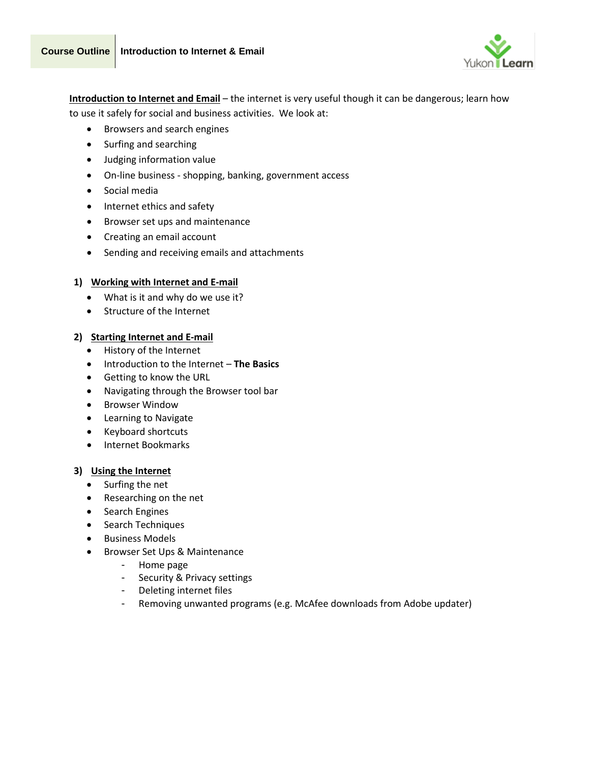**Course Outline** | **Introduction to Internet & Email**

**Introduction to Internet and Email** – the internet is very useful though it can be dangerous; learn how to use it safely for social and business activities. We look at:

- Browsers and search engines
- Surfing and searching
- Judging information value
- On-line business - shopping, banking, government access
- Social media
- Internet ethics and safety
- Browser set ups and maintenance
- Creating an email account
- Sending and receiving emails and attachments

## 1) Working with Internet and E-mail

- What is it and why do we use it?
- Structure of the Internet

## 2) Starting Internet and E-mail

- History of the Internet
- Introduction to the Internet – **The Basics**
- Getting to know the URL
- Navigating through the Browser tool bar
- Browser Window
- Learning to Navigate
- Keyboard shortcuts
- Internet Bookmarks

## 3) Using the Internet

- Surfing the net
- Researching on the net
- Search Engines
- Search Techniques
- Business Models
- Browser Set Ups & Maintenance
  - Home page
  - Security & Privacy settings
  - Deleting internet files
  - Removing unwanted programs (e.g. McAfee downloads from Adobe updater)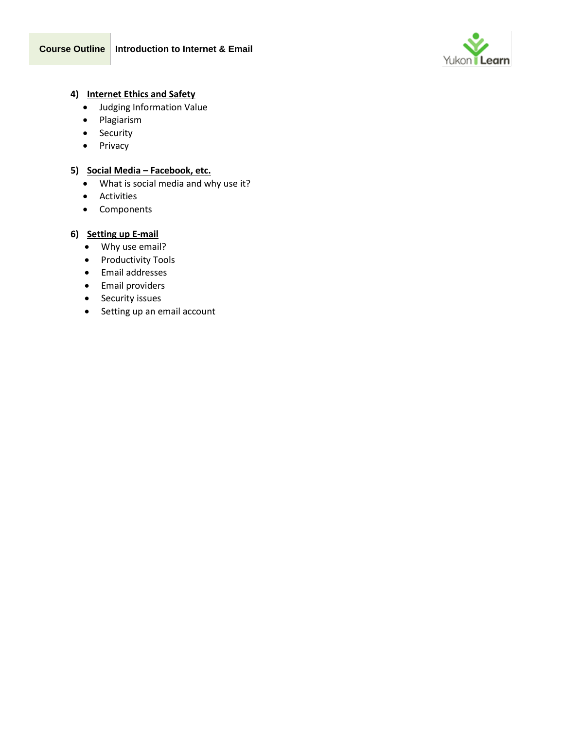**4) Internet Ethics and Safety**

- Judging Information Value
- Plagiarism
- Security
- Privacy

**5) Social Media – Facebook, etc.**

- What is social media and why use it?
- Activities
- Components

**6) Setting up E-mail**

- Why use email?
- Productivity Tools
- Email addresses
- Email providers
- Security issues
- Setting up an email account